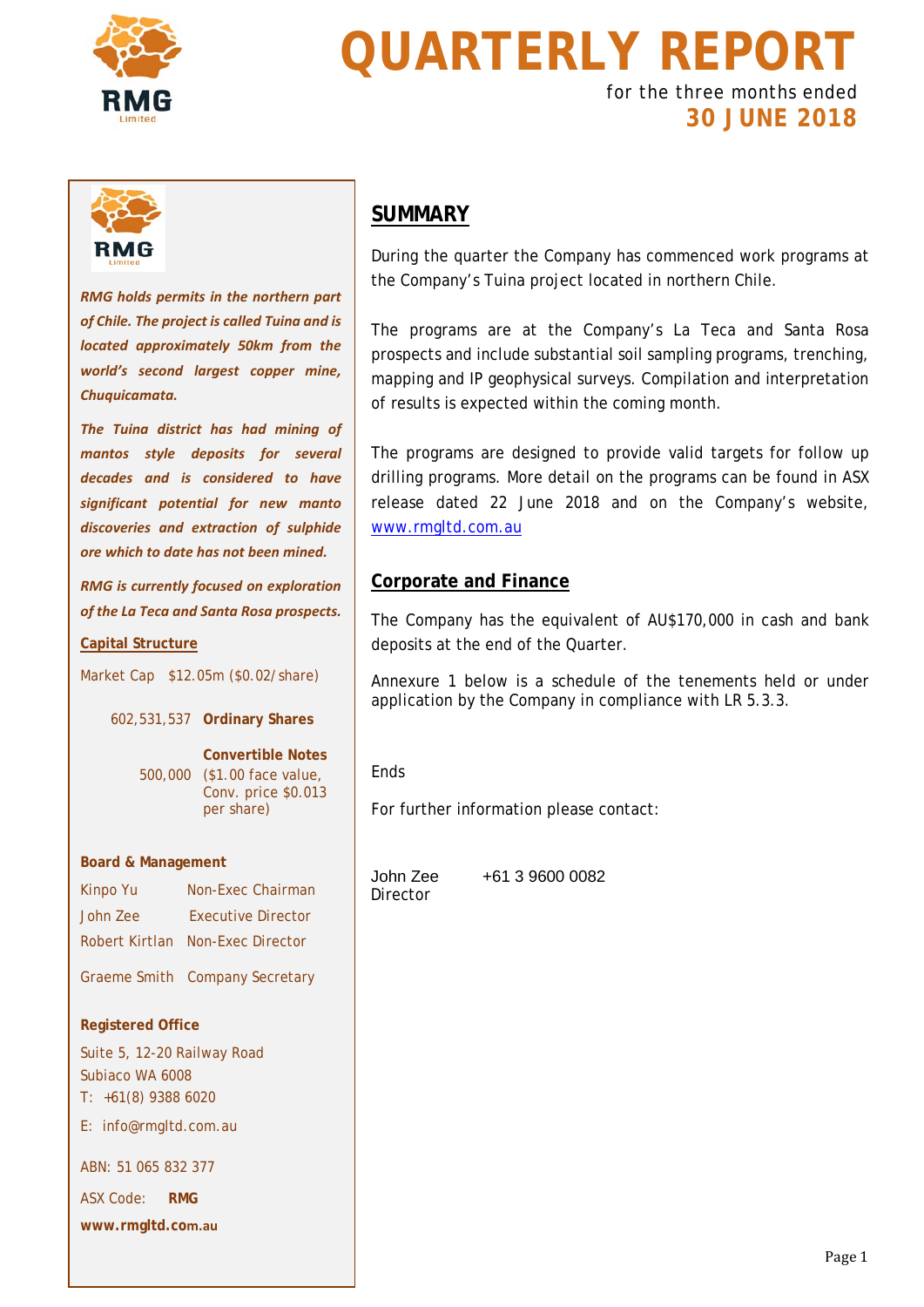# QUARTERLY REPORT

for the three months ended

**30 JUNE 2018**

*RMG holds permits in the northern part of Chile. The project is called Tuina and is located approximately 50km from the world's second largest copper mine, Chuquicamata.*

*The Tuina district has had mining of mantos style deposits for several decades and is considered to have significant potential for new manto discoveries and extraction of sulphide ore which to date has not been mined.*

*RMG is currently focused on exploration of the La Teca and Santa Rosa prospects.*

**Capital Structure**

Market Cap $12.05m ($0.02/share)

602,531,537 **Ordinary Shares**

500,000 **Convertible Notes** ($1.00 face value, Conv. price $0.013 per share)

**Board & Management**

| | |
|---|---|
| Kinpo Yu | Non-Exec Chairman |
| John Zee | Executive Director |
| Robert Kirtlan | Non-Exec Director |
| Graeme Smith | Company Secretary |

**Registered Office**

Suite 5, 12-20 Railway Road
Subiaco WA 6008
T: +61(8) 9388 6020

E: info@rmgltd.com.au

ABN: 51 065 832 377

ASX Code: **RMG**

**www.rmgltd.com.au**

## SUMMARY

During the quarter the Company has commenced work programs at the Company's Tuina project located in northern Chile.

The programs are at the Company's La Teca and Santa Rosa prospects and include substantial soil sampling programs, trenching, mapping and IP geophysical surveys. Compilation and interpretation of results is expected within the coming month.

The programs are designed to provide valid targets for follow up drilling programs. More detail on the programs can be found in ASX release dated 22 June 2018 and on the Company's website, www.rmgltd.com.au

## Corporate and Finance

The Company has the equivalent of AU$170,000 in cash and bank deposits at the end of the Quarter.

Annexure 1 below is a schedule of the tenements held or under application by the Company in compliance with LR 5.3.3.

Ends

For further information please contact:

John Zee +61 3 9600 0082
Director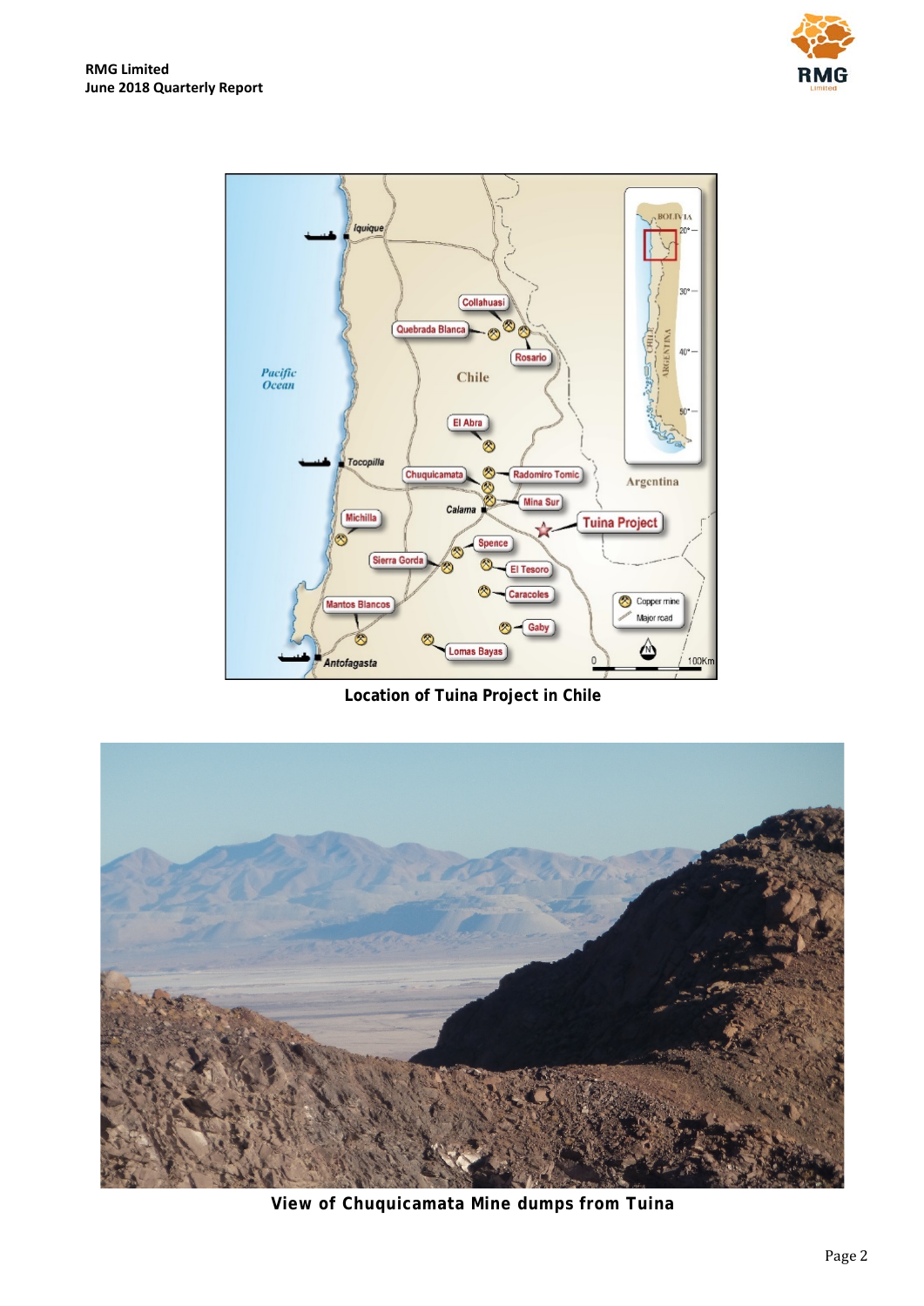Location of Tuina Project in Chile

View of Chuquicamata Mine dumps from Tuina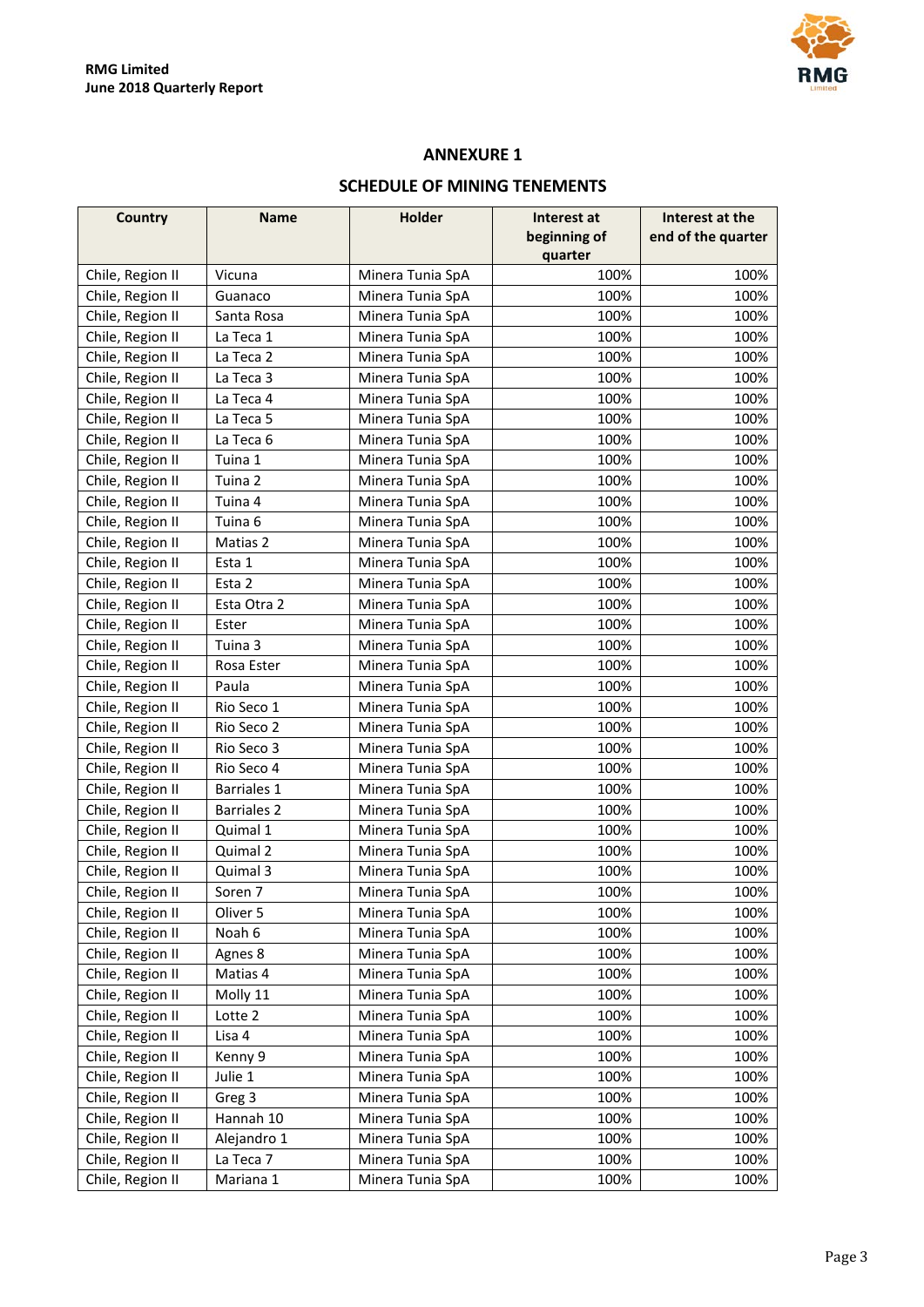## ANNEXURE 1

## SCHEDULE OF MINING TENEMENTS

| Country | Name | Holder | Interest at beginning of quarter | Interest at the end of the quarter |
|---|---|---|---|---|
| Chile, Region II | Vicuna | Minera Tunia SpA | 100% | 100% |
| Chile, Region II | Guanaco | Minera Tunia SpA | 100% | 100% |
| Chile, Region II | Santa Rosa | Minera Tunia SpA | 100% | 100% |
| Chile, Region II | La Teca 1 | Minera Tunia SpA | 100% | 100% |
| Chile, Region II | La Teca 2 | Minera Tunia SpA | 100% | 100% |
| Chile, Region II | La Teca 3 | Minera Tunia SpA | 100% | 100% |
| Chile, Region II | La Teca 4 | Minera Tunia SpA | 100% | 100% |
| Chile, Region II | La Teca 5 | Minera Tunia SpA | 100% | 100% |
| Chile, Region II | La Teca 6 | Minera Tunia SpA | 100% | 100% |
| Chile, Region II | Tuina 1 | Minera Tunia SpA | 100% | 100% |
| Chile, Region II | Tuina 2 | Minera Tunia SpA | 100% | 100% |
| Chile, Region II | Tuina 4 | Minera Tunia SpA | 100% | 100% |
| Chile, Region II | Tuina 6 | Minera Tunia SpA | 100% | 100% |
| Chile, Region II | Matias 2 | Minera Tunia SpA | 100% | 100% |
| Chile, Region II | Esta 1 | Minera Tunia SpA | 100% | 100% |
| Chile, Region II | Esta 2 | Minera Tunia SpA | 100% | 100% |
| Chile, Region II | Esta Otra 2 | Minera Tunia SpA | 100% | 100% |
| Chile, Region II | Ester | Minera Tunia SpA | 100% | 100% |
| Chile, Region II | Tuina 3 | Minera Tunia SpA | 100% | 100% |
| Chile, Region II | Rosa Ester | Minera Tunia SpA | 100% | 100% |
| Chile, Region II | Paula | Minera Tunia SpA | 100% | 100% |
| Chile, Region II | Rio Seco 1 | Minera Tunia SpA | 100% | 100% |
| Chile, Region II | Rio Seco 2 | Minera Tunia SpA | 100% | 100% |
| Chile, Region II | Rio Seco 3 | Minera Tunia SpA | 100% | 100% |
| Chile, Region II | Rio Seco 4 | Minera Tunia SpA | 100% | 100% |
| Chile, Region II | Barriales 1 | Minera Tunia SpA | 100% | 100% |
| Chile, Region II | Barriales 2 | Minera Tunia SpA | 100% | 100% |
| Chile, Region II | Quimal 1 | Minera Tunia SpA | 100% | 100% |
| Chile, Region II | Quimal 2 | Minera Tunia SpA | 100% | 100% |
| Chile, Region II | Quimal 3 | Minera Tunia SpA | 100% | 100% |
| Chile, Region II | Soren 7 | Minera Tunia SpA | 100% | 100% |
| Chile, Region II | Oliver 5 | Minera Tunia SpA | 100% | 100% |
| Chile, Region II | Noah 6 | Minera Tunia SpA | 100% | 100% |
| Chile, Region II | Agnes 8 | Minera Tunia SpA | 100% | 100% |
| Chile, Region II | Matias 4 | Minera Tunia SpA | 100% | 100% |
| Chile, Region II | Molly 11 | Minera Tunia SpA | 100% | 100% |
| Chile, Region II | Lotte 2 | Minera Tunia SpA | 100% | 100% |
| Chile, Region II | Lisa 4 | Minera Tunia SpA | 100% | 100% |
| Chile, Region II | Kenny 9 | Minera Tunia SpA | 100% | 100% |
| Chile, Region II | Julie 1 | Minera Tunia SpA | 100% | 100% |
| Chile, Region II | Greg 3 | Minera Tunia SpA | 100% | 100% |
| Chile, Region II | Hannah 10 | Minera Tunia SpA | 100% | 100% |
| Chile, Region II | Alejandro 1 | Minera Tunia SpA | 100% | 100% |
| Chile, Region II | La Teca 7 | Minera Tunia SpA | 100% | 100% |
| Chile, Region II | Mariana 1 | Minera Tunia SpA | 100% | 100% |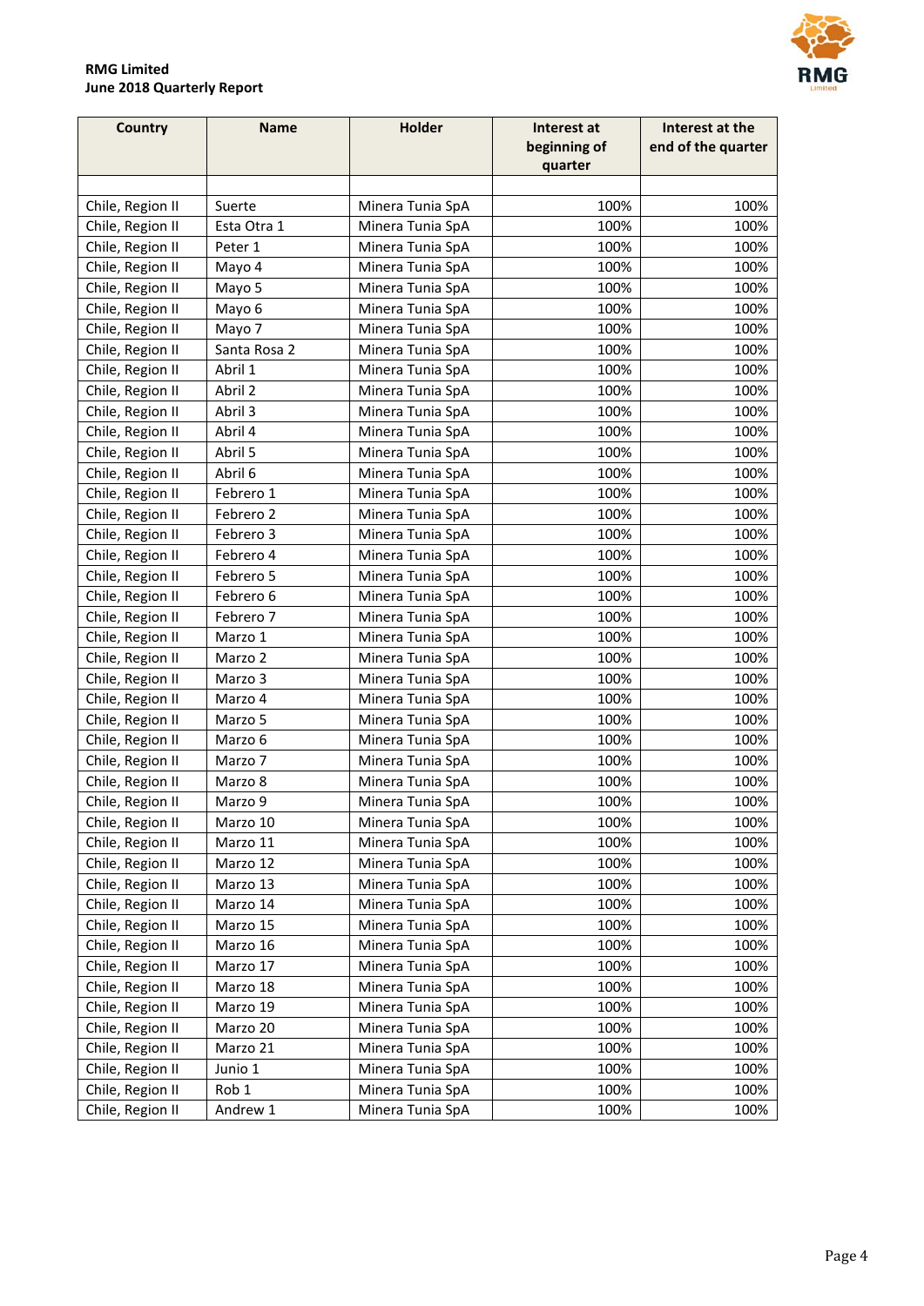| Country | Name | Holder | Interest at beginning of quarter | Interest at the end of the quarter |
|---|---|---|---|---|
| | | | | |
| Chile, Region II | Suerte | Minera Tunia SpA | 100% | 100% |
| Chile, Region II | Esta Otra 1 | Minera Tunia SpA | 100% | 100% |
| Chile, Region II | Peter 1 | Minera Tunia SpA | 100% | 100% |
| Chile, Region II | Mayo 4 | Minera Tunia SpA | 100% | 100% |
| Chile, Region II | Mayo 5 | Minera Tunia SpA | 100% | 100% |
| Chile, Region II | Mayo 6 | Minera Tunia SpA | 100% | 100% |
| Chile, Region II | Mayo 7 | Minera Tunia SpA | 100% | 100% |
| Chile, Region II | Santa Rosa 2 | Minera Tunia SpA | 100% | 100% |
| Chile, Region II | Abril 1 | Minera Tunia SpA | 100% | 100% |
| Chile, Region II | Abril 2 | Minera Tunia SpA | 100% | 100% |
| Chile, Region II | Abril 3 | Minera Tunia SpA | 100% | 100% |
| Chile, Region II | Abril 4 | Minera Tunia SpA | 100% | 100% |
| Chile, Region II | Abril 5 | Minera Tunia SpA | 100% | 100% |
| Chile, Region II | Abril 6 | Minera Tunia SpA | 100% | 100% |
| Chile, Region II | Febrero 1 | Minera Tunia SpA | 100% | 100% |
| Chile, Region II | Febrero 2 | Minera Tunia SpA | 100% | 100% |
| Chile, Region II | Febrero 3 | Minera Tunia SpA | 100% | 100% |
| Chile, Region II | Febrero 4 | Minera Tunia SpA | 100% | 100% |
| Chile, Region II | Febrero 5 | Minera Tunia SpA | 100% | 100% |
| Chile, Region II | Febrero 6 | Minera Tunia SpA | 100% | 100% |
| Chile, Region II | Febrero 7 | Minera Tunia SpA | 100% | 100% |
| Chile, Region II | Marzo 1 | Minera Tunia SpA | 100% | 100% |
| Chile, Region II | Marzo 2 | Minera Tunia SpA | 100% | 100% |
| Chile, Region II | Marzo 3 | Minera Tunia SpA | 100% | 100% |
| Chile, Region II | Marzo 4 | Minera Tunia SpA | 100% | 100% |
| Chile, Region II | Marzo 5 | Minera Tunia SpA | 100% | 100% |
| Chile, Region II | Marzo 6 | Minera Tunia SpA | 100% | 100% |
| Chile, Region II | Marzo 7 | Minera Tunia SpA | 100% | 100% |
| Chile, Region II | Marzo 8 | Minera Tunia SpA | 100% | 100% |
| Chile, Region II | Marzo 9 | Minera Tunia SpA | 100% | 100% |
| Chile, Region II | Marzo 10 | Minera Tunia SpA | 100% | 100% |
| Chile, Region II | Marzo 11 | Minera Tunia SpA | 100% | 100% |
| Chile, Region II | Marzo 12 | Minera Tunia SpA | 100% | 100% |
| Chile, Region II | Marzo 13 | Minera Tunia SpA | 100% | 100% |
| Chile, Region II | Marzo 14 | Minera Tunia SpA | 100% | 100% |
| Chile, Region II | Marzo 15 | Minera Tunia SpA | 100% | 100% |
| Chile, Region II | Marzo 16 | Minera Tunia SpA | 100% | 100% |
| Chile, Region II | Marzo 17 | Minera Tunia SpA | 100% | 100% |
| Chile, Region II | Marzo 18 | Minera Tunia SpA | 100% | 100% |
| Chile, Region II | Marzo 19 | Minera Tunia SpA | 100% | 100% |
| Chile, Region II | Marzo 20 | Minera Tunia SpA | 100% | 100% |
| Chile, Region II | Marzo 21 | Minera Tunia SpA | 100% | 100% |
| Chile, Region II | Junio 1 | Minera Tunia SpA | 100% | 100% |
| Chile, Region II | Rob 1 | Minera Tunia SpA | 100% | 100% |
| Chile, Region II | Andrew 1 | Minera Tunia SpA | 100% | 100% |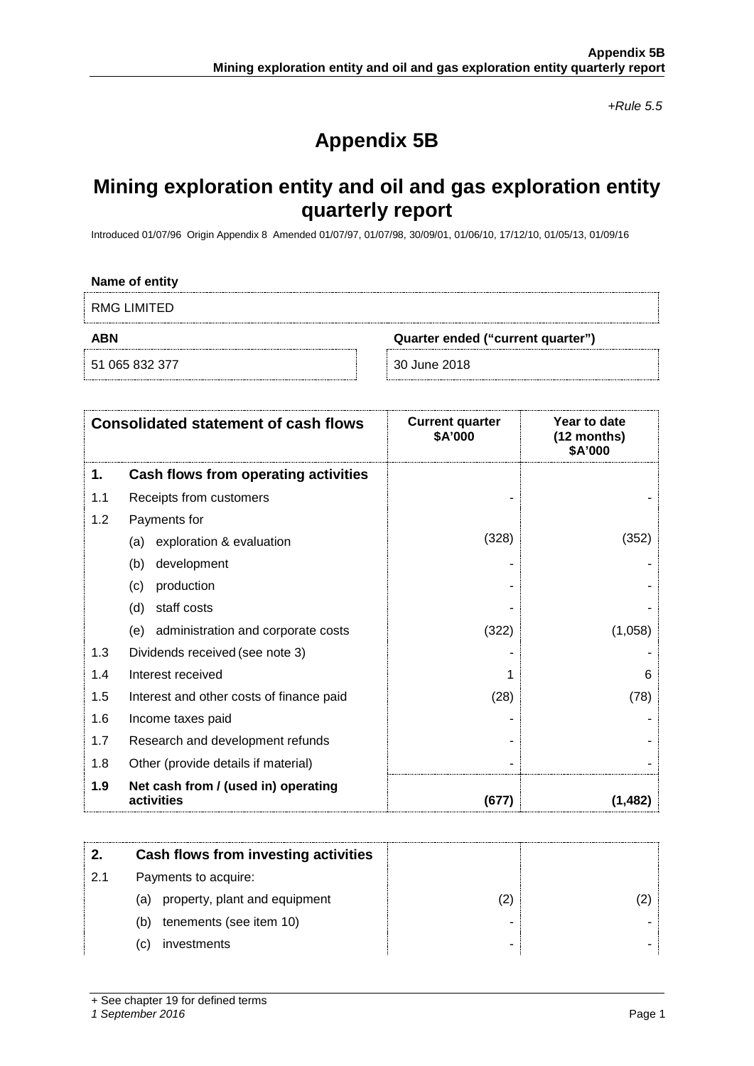*+Rule 5.5*

# Appendix 5B

## Mining exploration entity and oil and gas exploration entity quarterly report

Introduced 01/07/96 Origin Appendix 8 Amended 01/07/97, 01/07/98, 30/09/01, 01/06/10, 17/12/10, 01/05/13, 01/09/16

**Name of entity**

RMG LIMITED

| **ABN** | **Quarter ended ("current quarter")** |
|---|---|
| 51 065 832 377 | 30 June 2018 |

| **Consolidated statement of cash flows** | | **Current quarter $A'000** | **Year to date (12 months) $A'000** |
|---|---|---|---|
| **1.** | **Cash flows from operating activities** | | |
| 1.1 | Receipts from customers | - | - |
| 1.2 | Payments for | | |
| | (a) exploration & evaluation | (328) | (352) |
| | (b) development | - | - |
| | (c) production | - | - |
| | (d) staff costs | - | - |
| | (e) administration and corporate costs | (322) | (1,058) |
| 1.3 | Dividends received (see note 3) | - | - |
| 1.4 | Interest received | 1 | 6 |
| 1.5 | Interest and other costs of finance paid | (28) | (78) |
| 1.6 | Income taxes paid | - | - |
| 1.7 | Research and development refunds | - | - |
| 1.8 | Other (provide details if material) | - | - |
| **1.9** | **Net cash from / (used in) operating activities** | **(677)** | **(1,482)** |

| **2.** | **Cash flows from investing activities** | | |
|---|---|---|---|
| 2.1 | Payments to acquire: | | |
| | (a) property, plant and equipment | (2) | (2) |
| | (b) tenements (see item 10) | - | - |
| | (c) investments | - | - |

+ See chapter 19 for defined terms
*1 September 2016*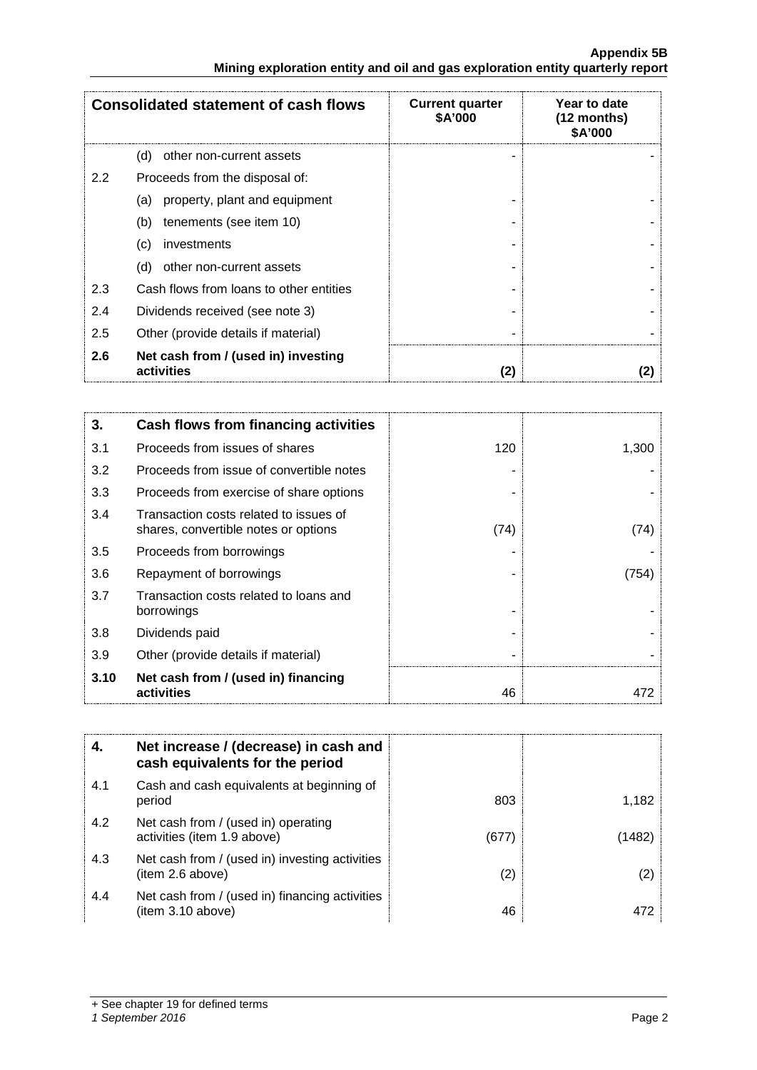| Consolidated statement of cash flows | | Current quarter $A'000 | Year to date (12 months) $A'000 |
|---|---|---|---|
| | (d) other non-current assets | - | - |
| 2.2 | Proceeds from the disposal of: | | |
| | (a) property, plant and equipment | - | - |
| | (b) tenements (see item 10) | - | - |
| | (c) investments | - | - |
| | (d) other non-current assets | - | - |
| 2.3 | Cash flows from loans to other entities | - | - |
| 2.4 | Dividends received (see note 3) | - | - |
| 2.5 | Other (provide details if material) | - | - |
| **2.6** | **Net cash from / (used in) investing activities** | **(2)** | **(2)** |

| 3. | Cash flows from financing activities | | |
|---|---|---|---|
| 3.1 | Proceeds from issues of shares | 120 | 1,300 |
| 3.2 | Proceeds from issue of convertible notes | - | - |
| 3.3 | Proceeds from exercise of share options | - | - |
| 3.4 | Transaction costs related to issues of shares, convertible notes or options | (74) | (74) |
| 3.5 | Proceeds from borrowings | - | - |
| 3.6 | Repayment of borrowings | - | (754) |
| 3.7 | Transaction costs related to loans and borrowings | - | - |
| 3.8 | Dividends paid | - | - |
| 3.9 | Other (provide details if material) | - | - |
| **3.10** | **Net cash from / (used in) financing activities** | 46 | 472 |

| 4. | Net increase / (decrease) in cash and cash equivalents for the period | | |
|---|---|---|---|
| 4.1 | Cash and cash equivalents at beginning of period | 803 | 1,182 |
| 4.2 | Net cash from / (used in) operating activities (item 1.9 above) | (677) | (1482) |
| 4.3 | Net cash from / (used in) investing activities (item 2.6 above) | (2) | (2) |
| 4.4 | Net cash from / (used in) financing activities (item 3.10 above) | 46 | 472 |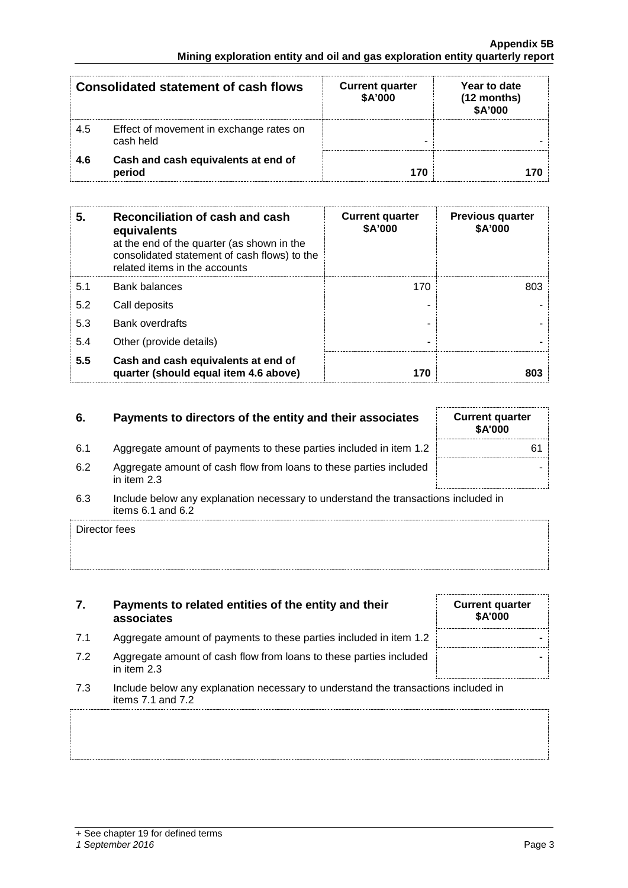| Consolidated statement of cash flows | | Current quarter \$A'000 | Year to date (12 months) \$A'000 |
|---|---|---|---|
| 4.5 | Effect of movement in exchange rates on cash held | - | - |
| **4.6** | **Cash and cash equivalents at end of period** | **170** | **170** |

| **5.** | **Reconciliation of cash and cash equivalents** at the end of the quarter (as shown in the consolidated statement of cash flows) to the related items in the accounts | **Current quarter \$A'000** | **Previous quarter \$A'000** |
|---|---|---|---|
| 5.1 | Bank balances | 170 | 803 |
| 5.2 | Call deposits | - | - |
| 5.3 | Bank overdrafts | - | - |
| 5.4 | Other (provide details) | - | - |
| **5.5** | **Cash and cash equivalents at end of quarter (should equal item 4.6 above)** | **170** | **803** |

| **6.** | **Payments to directors of the entity and their associates** | **Current quarter \$A'000** |
|---|---|---|
| 6.1 | Aggregate amount of payments to these parties included in item 1.2 | 61 |
| 6.2 | Aggregate amount of cash flow from loans to these parties included in item 2.3 | - |

6.3 Include below any explanation necessary to understand the transactions included in items 6.1 and 6.2

Director fees

| **7.** | **Payments to related entities of the entity and their associates** | **Current quarter \$A'000** |
|---|---|---|
| 7.1 | Aggregate amount of payments to these parties included in item 1.2 | - |
| 7.2 | Aggregate amount of cash flow from loans to these parties included in item 2.3 | - |

7.3 Include below any explanation necessary to understand the transactions included in items 7.1 and 7.2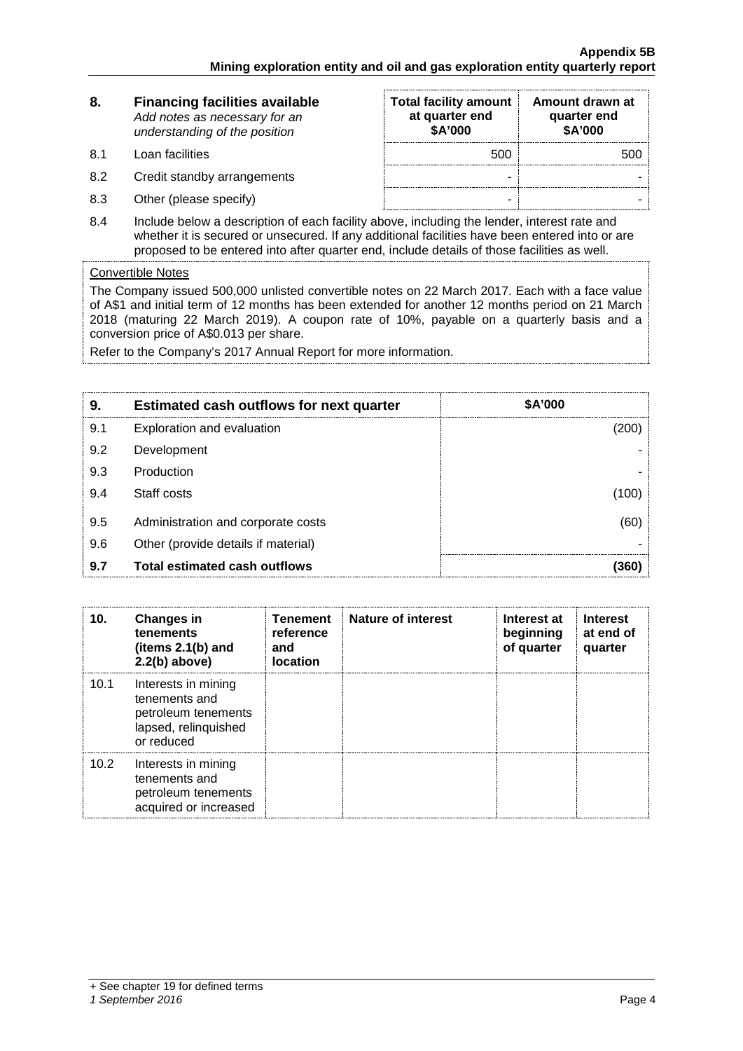| 8. | Financing facilities available *Add notes as necessary for an understanding of the position* | Total facility amount at quarter end \$A'000 | Amount drawn at quarter end \$A'000 |
|---|---|---|---|
| 8.1 | Loan facilities | 500 | 500 |
| 8.2 | Credit standby arrangements | - | - |
| 8.3 | Other (please specify) | - | - |

8.4 Include below a description of each facility above, including the lender, interest rate and whether it is secured or unsecured. If any additional facilities have been entered into or are proposed to be entered into after quarter end, include details of those facilities as well.

Convertible Notes

The Company issued 500,000 unlisted convertible notes on 22 March 2017. Each with a face value of A\$1 and initial term of 12 months has been extended for another 12 months period on 21 March 2018 (maturing 22 March 2019). A coupon rate of 10%, payable on a quarterly basis and a conversion price of A\$0.013 per share.

Refer to the Company's 2017 Annual Report for more information.

| 9. | Estimated cash outflows for next quarter | \$A'000 |
|---|---|---|
| 9.1 | Exploration and evaluation | (200) |
| 9.2 | Development | - |
| 9.3 | Production | - |
| 9.4 | Staff costs | (100) |
| 9.5 | Administration and corporate costs | (60) |
| 9.6 | Other (provide details if material) | - |
| **9.7** | **Total estimated cash outflows** | **(360)** |

| 10. | Changes in tenements (items 2.1(b) and 2.2(b) above) | Tenement reference and location | Nature of interest | Interest at beginning of quarter | Interest at end of quarter |
|---|---|---|---|---|---|
| 10.1 | Interests in mining tenements and petroleum tenements lapsed, relinquished or reduced | | | | |
| 10.2 | Interests in mining tenements and petroleum tenements acquired or increased | | | | |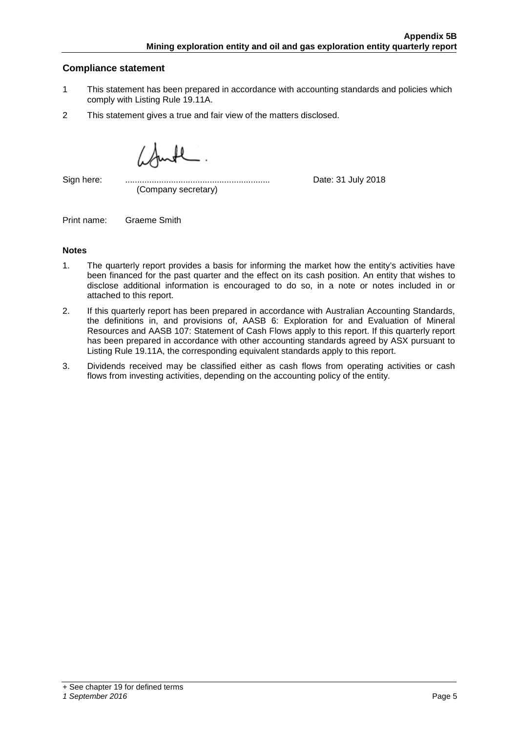## Compliance statement

1 This statement has been prepared in accordance with accounting standards and policies which comply with Listing Rule 19.11A.

2 This statement gives a true and fair view of the matters disclosed.

Sign here: ............................................................ Date: 31 July 2018
(Company secretary)

Print name: Graeme Smith

### Notes

1. The quarterly report provides a basis for informing the market how the entity's activities have been financed for the past quarter and the effect on its cash position. An entity that wishes to disclose additional information is encouraged to do so, in a note or notes included in or attached to this report.
2. If this quarterly report has been prepared in accordance with Australian Accounting Standards, the definitions in, and provisions of, AASB 6: Exploration for and Evaluation of Mineral Resources and AASB 107: Statement of Cash Flows apply to this report. If this quarterly report has been prepared in accordance with other accounting standards agreed by ASX pursuant to Listing Rule 19.11A, the corresponding equivalent standards apply to this report.
3. Dividends received may be classified either as cash flows from operating activities or cash flows from investing activities, depending on the accounting policy of the entity.